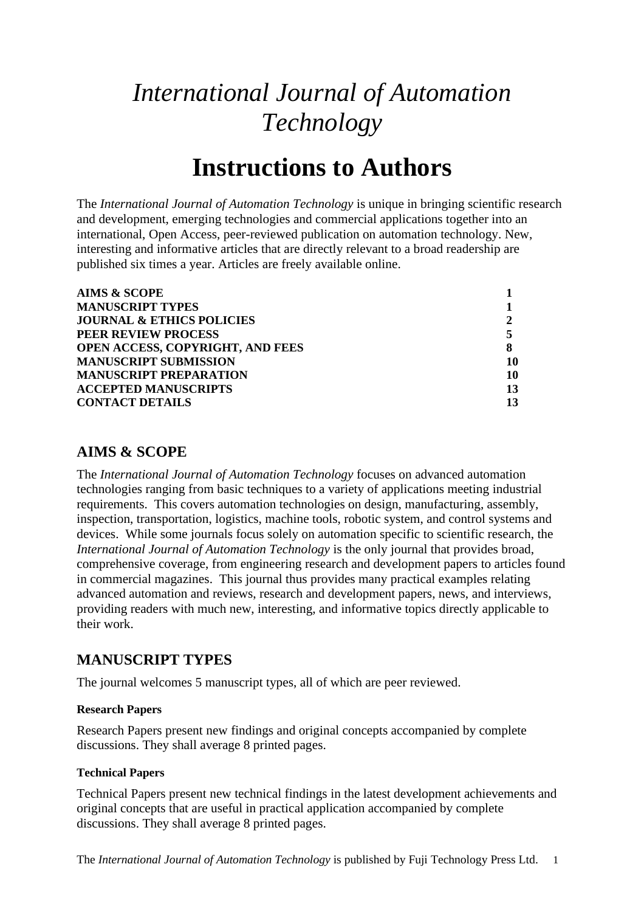# *International Journal of Automation Technology*

# Instructions to Authors

The *International Journal of Automation Technology* is unique in bringing scientific research and development, emerging technologies and commercial applications together into an international, Open Access, peer-reviewed publication on automation technology. New, interesting and informative articles that are directly relevant to a broad readership are published six times a year. Articles are freely available online.

| | |
|---|---|
| **AIMS & SCOPE** | **1** |
| **MANUSCRIPT TYPES** | **1** |
| **JOURNAL & ETHICS POLICIES** | **2** |
| **PEER REVIEW PROCESS** | **5** |
| **OPEN ACCESS, COPYRIGHT, AND FEES** | **8** |
| **MANUSCRIPT SUBMISSION** | **10** |
| **MANUSCRIPT PREPARATION** | **10** |
| **ACCEPTED MANUSCRIPTS** | **13** |
| **CONTACT DETAILS** | **13** |

## AIMS & SCOPE

The *International Journal of Automation Technology* focuses on advanced automation technologies ranging from basic techniques to a variety of applications meeting industrial requirements. This covers automation technologies on design, manufacturing, assembly, inspection, transportation, logistics, machine tools, robotic system, and control systems and devices. While some journals focus solely on automation specific to scientific research, the *International Journal of Automation Technology* is the only journal that provides broad, comprehensive coverage, from engineering research and development papers to articles found in commercial magazines. This journal thus provides many practical examples relating advanced automation and reviews, research and development papers, news, and interviews, providing readers with much new, interesting, and informative topics directly applicable to their work.

## MANUSCRIPT TYPES

The journal welcomes 5 manuscript types, all of which are peer reviewed.

#### Research Papers

Research Papers present new findings and original concepts accompanied by complete discussions. They shall average 8 printed pages.

#### Technical Papers

Technical Papers present new technical findings in the latest development achievements and original concepts that are useful in practical application accompanied by complete discussions. They shall average 8 printed pages.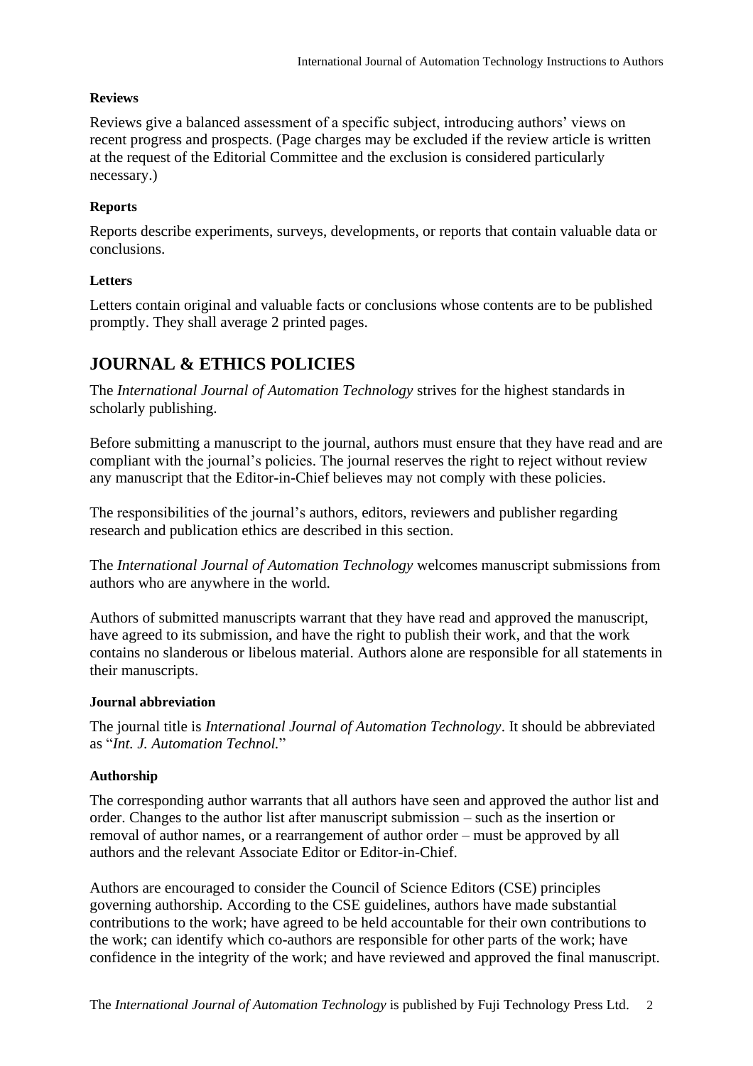**Reviews**

Reviews give a balanced assessment of a specific subject, introducing authors' views on recent progress and prospects. (Page charges may be excluded if the review article is written at the request of the Editorial Committee and the exclusion is considered particularly necessary.)

**Reports**

Reports describe experiments, surveys, developments, or reports that contain valuable data or conclusions.

**Letters**

Letters contain original and valuable facts or conclusions whose contents are to be published promptly. They shall average 2 printed pages.

## JOURNAL & ETHICS POLICIES

The *International Journal of Automation Technology* strives for the highest standards in scholarly publishing.

Before submitting a manuscript to the journal, authors must ensure that they have read and are compliant with the journal's policies. The journal reserves the right to reject without review any manuscript that the Editor-in-Chief believes may not comply with these policies.

The responsibilities of the journal's authors, editors, reviewers and publisher regarding research and publication ethics are described in this section.

The *International Journal of Automation Technology* welcomes manuscript submissions from authors who are anywhere in the world.

Authors of submitted manuscripts warrant that they have read and approved the manuscript, have agreed to its submission, and have the right to publish their work, and that the work contains no slanderous or libelous material. Authors alone are responsible for all statements in their manuscripts.

**Journal abbreviation**

The journal title is *International Journal of Automation Technology*. It should be abbreviated as "*Int. J. Automation Technol.*"

**Authorship**

The corresponding author warrants that all authors have seen and approved the author list and order. Changes to the author list after manuscript submission – such as the insertion or removal of author names, or a rearrangement of author order – must be approved by all authors and the relevant Associate Editor or Editor-in-Chief.

Authors are encouraged to consider the Council of Science Editors (CSE) principles governing authorship. According to the CSE guidelines, authors have made substantial contributions to the work; have agreed to be held accountable for their own contributions to the work; can identify which co-authors are responsible for other parts of the work; have confidence in the integrity of the work; and have reviewed and approved the final manuscript.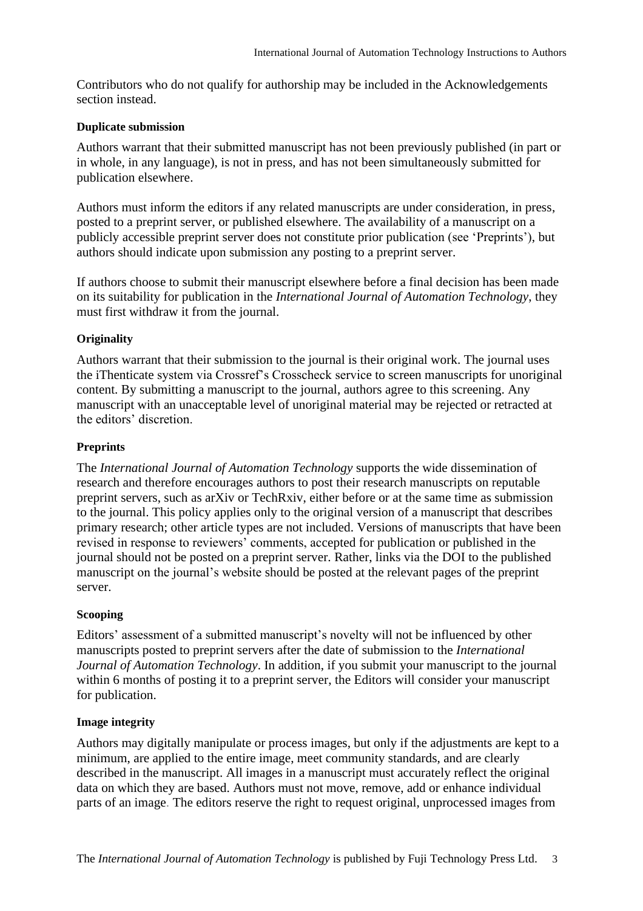Contributors who do not qualify for authorship may be included in the Acknowledgements section instead.

### Duplicate submission

Authors warrant that their submitted manuscript has not been previously published (in part or in whole, in any language), is not in press, and has not been simultaneously submitted for publication elsewhere.

Authors must inform the editors if any related manuscripts are under consideration, in press, posted to a preprint server, or published elsewhere. The availability of a manuscript on a publicly accessible preprint server does not constitute prior publication (see 'Preprints'), but authors should indicate upon submission any posting to a preprint server.

If authors choose to submit their manuscript elsewhere before a final decision has been made on its suitability for publication in the *International Journal of Automation Technology*, they must first withdraw it from the journal.

### Originality

Authors warrant that their submission to the journal is their original work. The journal uses the iThenticate system via Crossref's Crosscheck service to screen manuscripts for unoriginal content. By submitting a manuscript to the journal, authors agree to this screening. Any manuscript with an unacceptable level of unoriginal material may be rejected or retracted at the editors' discretion.

### Preprints

The *International Journal of Automation Technology* supports the wide dissemination of research and therefore encourages authors to post their research manuscripts on reputable preprint servers, such as arXiv or TechRxiv, either before or at the same time as submission to the journal. This policy applies only to the original version of a manuscript that describes primary research; other article types are not included. Versions of manuscripts that have been revised in response to reviewers' comments, accepted for publication or published in the journal should not be posted on a preprint server. Rather, links via the DOI to the published manuscript on the journal's website should be posted at the relevant pages of the preprint server.

### Scooping

Editors' assessment of a submitted manuscript's novelty will not be influenced by other manuscripts posted to preprint servers after the date of submission to the *International Journal of Automation Technology*. In addition, if you submit your manuscript to the journal within 6 months of posting it to a preprint server, the Editors will consider your manuscript for publication.

### Image integrity

Authors may digitally manipulate or process images, but only if the adjustments are kept to a minimum, are applied to the entire image, meet community standards, and are clearly described in the manuscript. All images in a manuscript must accurately reflect the original data on which they are based. Authors must not move, remove, add or enhance individual parts of an image. The editors reserve the right to request original, unprocessed images from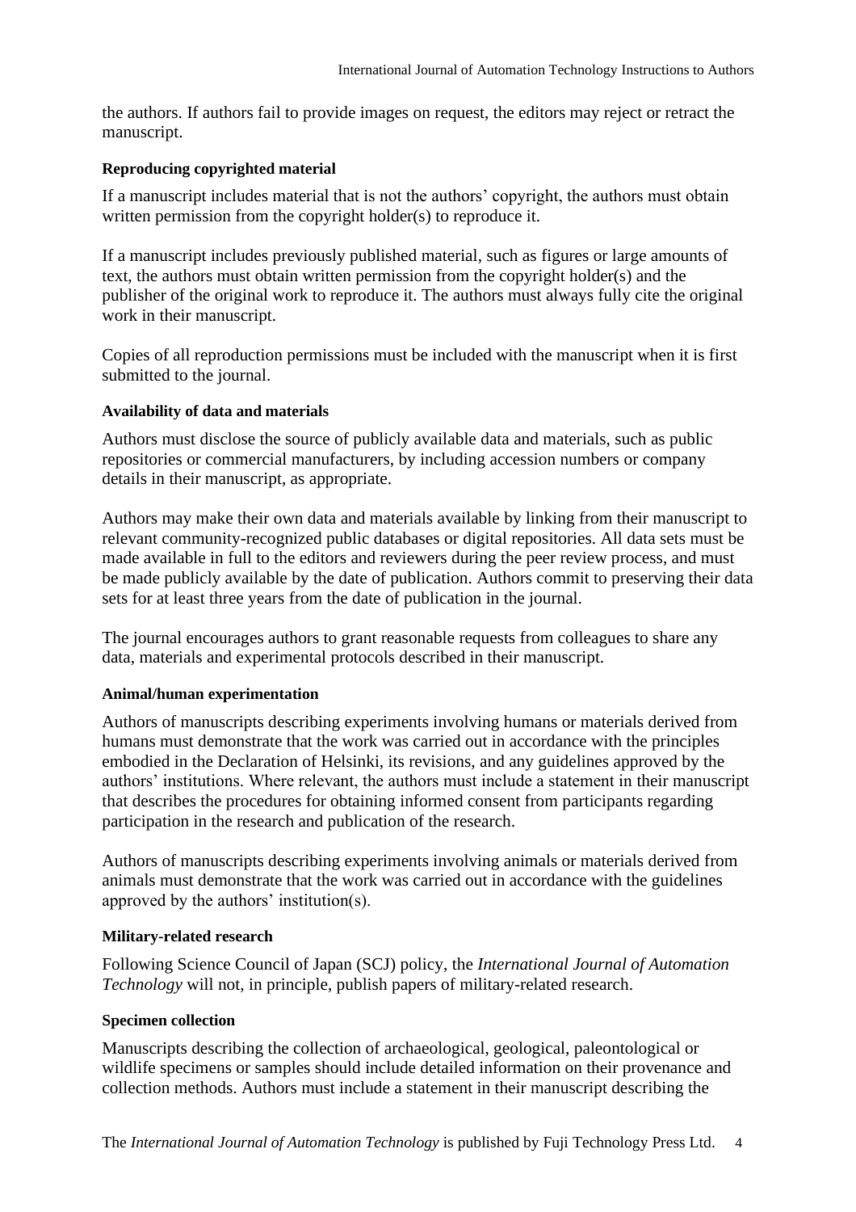the authors. If authors fail to provide images on request, the editors may reject or retract the manuscript.

#### Reproducing copyrighted material

If a manuscript includes material that is not the authors' copyright, the authors must obtain written permission from the copyright holder(s) to reproduce it.

If a manuscript includes previously published material, such as figures or large amounts of text, the authors must obtain written permission from the copyright holder(s) and the publisher of the original work to reproduce it. The authors must always fully cite the original work in their manuscript.

Copies of all reproduction permissions must be included with the manuscript when it is first submitted to the journal.

#### Availability of data and materials

Authors must disclose the source of publicly available data and materials, such as public repositories or commercial manufacturers, by including accession numbers or company details in their manuscript, as appropriate.

Authors may make their own data and materials available by linking from their manuscript to relevant community-recognized public databases or digital repositories. All data sets must be made available in full to the editors and reviewers during the peer review process, and must be made publicly available by the date of publication. Authors commit to preserving their data sets for at least three years from the date of publication in the journal.

The journal encourages authors to grant reasonable requests from colleagues to share any data, materials and experimental protocols described in their manuscript.

#### Animal/human experimentation

Authors of manuscripts describing experiments involving humans or materials derived from humans must demonstrate that the work was carried out in accordance with the principles embodied in the Declaration of Helsinki, its revisions, and any guidelines approved by the authors' institutions. Where relevant, the authors must include a statement in their manuscript that describes the procedures for obtaining informed consent from participants regarding participation in the research and publication of the research.

Authors of manuscripts describing experiments involving animals or materials derived from animals must demonstrate that the work was carried out in accordance with the guidelines approved by the authors' institution(s).

#### Military-related research

Following Science Council of Japan (SCJ) policy, the *International Journal of Automation Technology* will not, in principle, publish papers of military-related research.

#### Specimen collection

Manuscripts describing the collection of archaeological, geological, paleontological or wildlife specimens or samples should include detailed information on their provenance and collection methods. Authors must include a statement in their manuscript describing the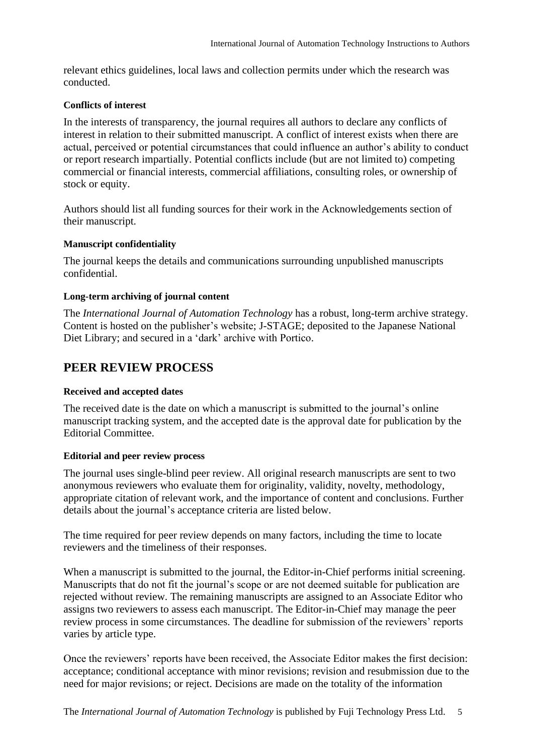relevant ethics guidelines, local laws and collection permits under which the research was conducted.

#### Conflicts of interest

In the interests of transparency, the journal requires all authors to declare any conflicts of interest in relation to their submitted manuscript. A conflict of interest exists when there are actual, perceived or potential circumstances that could influence an author's ability to conduct or report research impartially. Potential conflicts include (but are not limited to) competing commercial or financial interests, commercial affiliations, consulting roles, or ownership of stock or equity.

Authors should list all funding sources for their work in the Acknowledgements section of their manuscript.

#### Manuscript confidentiality

The journal keeps the details and communications surrounding unpublished manuscripts confidential.

#### Long-term archiving of journal content

The *International Journal of Automation Technology* has a robust, long-term archive strategy. Content is hosted on the publisher's website; J-STAGE; deposited to the Japanese National Diet Library; and secured in a 'dark' archive with Portico.

## PEER REVIEW PROCESS

#### Received and accepted dates

The received date is the date on which a manuscript is submitted to the journal's online manuscript tracking system, and the accepted date is the approval date for publication by the Editorial Committee.

#### Editorial and peer review process

The journal uses single-blind peer review. All original research manuscripts are sent to two anonymous reviewers who evaluate them for originality, validity, novelty, methodology, appropriate citation of relevant work, and the importance of content and conclusions. Further details about the journal's acceptance criteria are listed below.

The time required for peer review depends on many factors, including the time to locate reviewers and the timeliness of their responses.

When a manuscript is submitted to the journal, the Editor-in-Chief performs initial screening. Manuscripts that do not fit the journal's scope or are not deemed suitable for publication are rejected without review. The remaining manuscripts are assigned to an Associate Editor who assigns two reviewers to assess each manuscript. The Editor-in-Chief may manage the peer review process in some circumstances. The deadline for submission of the reviewers' reports varies by article type.

Once the reviewers' reports have been received, the Associate Editor makes the first decision: acceptance; conditional acceptance with minor revisions; revision and resubmission due to the need for major revisions; or reject. Decisions are made on the totality of the information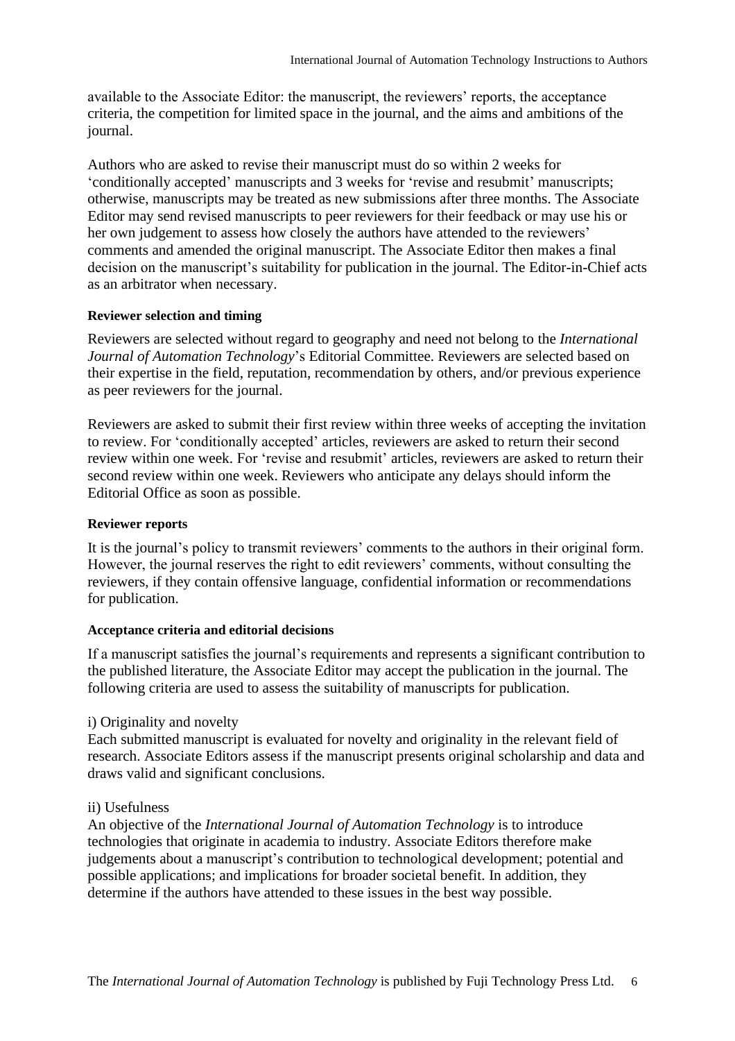available to the Associate Editor: the manuscript, the reviewers' reports, the acceptance criteria, the competition for limited space in the journal, and the aims and ambitions of the journal.

Authors who are asked to revise their manuscript must do so within 2 weeks for 'conditionally accepted' manuscripts and 3 weeks for 'revise and resubmit' manuscripts; otherwise, manuscripts may be treated as new submissions after three months. The Associate Editor may send revised manuscripts to peer reviewers for their feedback or may use his or her own judgement to assess how closely the authors have attended to the reviewers' comments and amended the original manuscript. The Associate Editor then makes a final decision on the manuscript's suitability for publication in the journal. The Editor-in-Chief acts as an arbitrator when necessary.

**Reviewer selection and timing**

Reviewers are selected without regard to geography and need not belong to the *International Journal of Automation Technology*'s Editorial Committee. Reviewers are selected based on their expertise in the field, reputation, recommendation by others, and/or previous experience as peer reviewers for the journal.

Reviewers are asked to submit their first review within three weeks of accepting the invitation to review. For 'conditionally accepted' articles, reviewers are asked to return their second review within one week. For 'revise and resubmit' articles, reviewers are asked to return their second review within one week. Reviewers who anticipate any delays should inform the Editorial Office as soon as possible.

**Reviewer reports**

It is the journal's policy to transmit reviewers' comments to the authors in their original form. However, the journal reserves the right to edit reviewers' comments, without consulting the reviewers, if they contain offensive language, confidential information or recommendations for publication.

**Acceptance criteria and editorial decisions**

If a manuscript satisfies the journal's requirements and represents a significant contribution to the published literature, the Associate Editor may accept the publication in the journal. The following criteria are used to assess the suitability of manuscripts for publication.

i) Originality and novelty
Each submitted manuscript is evaluated for novelty and originality in the relevant field of research. Associate Editors assess if the manuscript presents original scholarship and data and draws valid and significant conclusions.

ii) Usefulness
An objective of the *International Journal of Automation Technology* is to introduce technologies that originate in academia to industry. Associate Editors therefore make judgements about a manuscript's contribution to technological development; potential and possible applications; and implications for broader societal benefit. In addition, they determine if the authors have attended to these issues in the best way possible.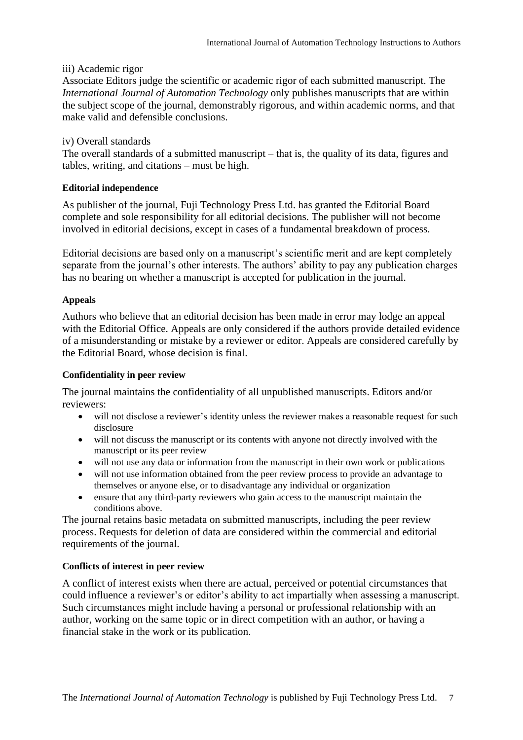iii) Academic rigor

Associate Editors judge the scientific or academic rigor of each submitted manuscript. The *International Journal of Automation Technology* only publishes manuscripts that are within the subject scope of the journal, demonstrably rigorous, and within academic norms, and that make valid and defensible conclusions.

iv) Overall standards

The overall standards of a submitted manuscript – that is, the quality of its data, figures and tables, writing, and citations – must be high.

**Editorial independence**

As publisher of the journal, Fuji Technology Press Ltd. has granted the Editorial Board complete and sole responsibility for all editorial decisions. The publisher will not become involved in editorial decisions, except in cases of a fundamental breakdown of process.

Editorial decisions are based only on a manuscript's scientific merit and are kept completely separate from the journal's other interests. The authors' ability to pay any publication charges has no bearing on whether a manuscript is accepted for publication in the journal.

**Appeals**

Authors who believe that an editorial decision has been made in error may lodge an appeal with the Editorial Office. Appeals are only considered if the authors provide detailed evidence of a misunderstanding or mistake by a reviewer or editor. Appeals are considered carefully by the Editorial Board, whose decision is final.

**Confidentiality in peer review**

The journal maintains the confidentiality of all unpublished manuscripts. Editors and/or reviewers:

- will not disclose a reviewer's identity unless the reviewer makes a reasonable request for such disclosure
- will not discuss the manuscript or its contents with anyone not directly involved with the manuscript or its peer review
- will not use any data or information from the manuscript in their own work or publications
- will not use information obtained from the peer review process to provide an advantage to themselves or anyone else, or to disadvantage any individual or organization
- ensure that any third-party reviewers who gain access to the manuscript maintain the conditions above.

The journal retains basic metadata on submitted manuscripts, including the peer review process. Requests for deletion of data are considered within the commercial and editorial requirements of the journal.

**Conflicts of interest in peer review**

A conflict of interest exists when there are actual, perceived or potential circumstances that could influence a reviewer's or editor's ability to act impartially when assessing a manuscript. Such circumstances might include having a personal or professional relationship with an author, working on the same topic or in direct competition with an author, or having a financial stake in the work or its publication.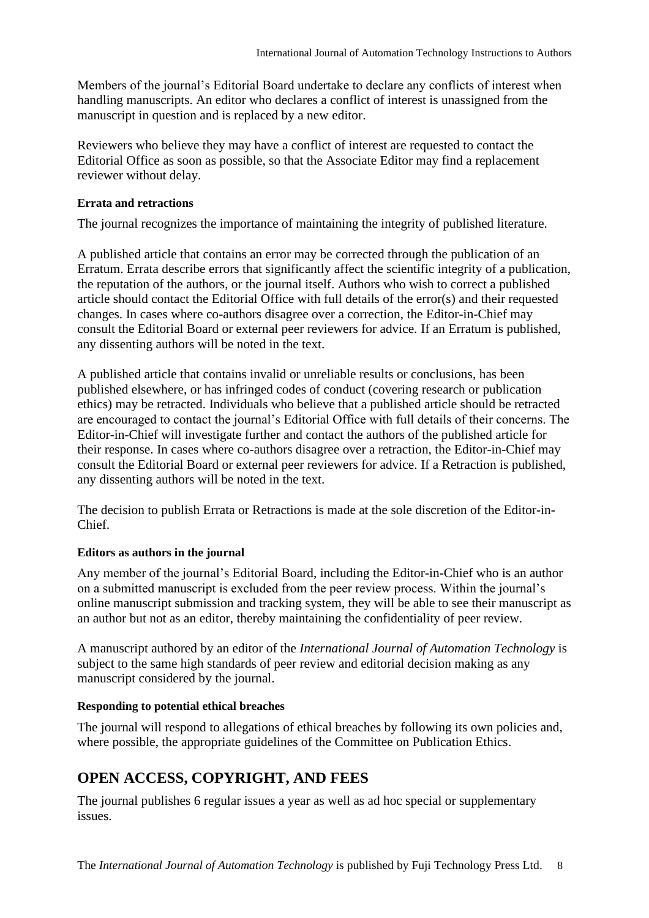Members of the journal's Editorial Board undertake to declare any conflicts of interest when handling manuscripts. An editor who declares a conflict of interest is unassigned from the manuscript in question and is replaced by a new editor.

Reviewers who believe they may have a conflict of interest are requested to contact the Editorial Office as soon as possible, so that the Associate Editor may find a replacement reviewer without delay.

#### Errata and retractions

The journal recognizes the importance of maintaining the integrity of published literature.

A published article that contains an error may be corrected through the publication of an Erratum. Errata describe errors that significantly affect the scientific integrity of a publication, the reputation of the authors, or the journal itself. Authors who wish to correct a published article should contact the Editorial Office with full details of the error(s) and their requested changes. In cases where co-authors disagree over a correction, the Editor-in-Chief may consult the Editorial Board or external peer reviewers for advice. If an Erratum is published, any dissenting authors will be noted in the text.

A published article that contains invalid or unreliable results or conclusions, has been published elsewhere, or has infringed codes of conduct (covering research or publication ethics) may be retracted. Individuals who believe that a published article should be retracted are encouraged to contact the journal's Editorial Office with full details of their concerns. The Editor-in-Chief will investigate further and contact the authors of the published article for their response. In cases where co-authors disagree over a retraction, the Editor-in-Chief may consult the Editorial Board or external peer reviewers for advice. If a Retraction is published, any dissenting authors will be noted in the text.

The decision to publish Errata or Retractions is made at the sole discretion of the Editor-in-Chief.

#### Editors as authors in the journal

Any member of the journal's Editorial Board, including the Editor-in-Chief who is an author on a submitted manuscript is excluded from the peer review process. Within the journal's online manuscript submission and tracking system, they will be able to see their manuscript as an author but not as an editor, thereby maintaining the confidentiality of peer review.

A manuscript authored by an editor of the *International Journal of Automation Technology* is subject to the same high standards of peer review and editorial decision making as any manuscript considered by the journal.

#### Responding to potential ethical breaches

The journal will respond to allegations of ethical breaches by following its own policies and, where possible, the appropriate guidelines of the Committee on Publication Ethics.

## OPEN ACCESS, COPYRIGHT, AND FEES

The journal publishes 6 regular issues a year as well as ad hoc special or supplementary issues.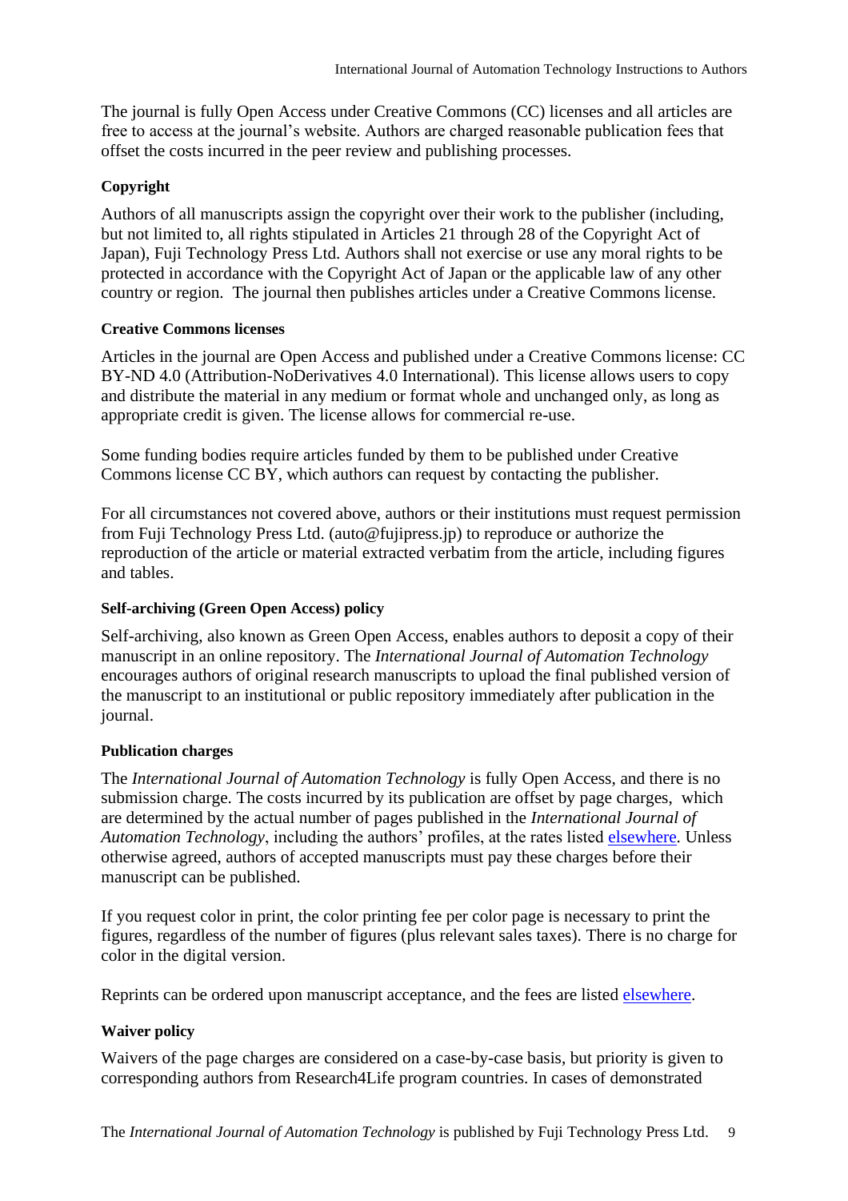The journal is fully Open Access under Creative Commons (CC) licenses and all articles are free to access at the journal's website. Authors are charged reasonable publication fees that offset the costs incurred in the peer review and publishing processes.

**Copyright**

Authors of all manuscripts assign the copyright over their work to the publisher (including, but not limited to, all rights stipulated in Articles 21 through 28 of the Copyright Act of Japan), Fuji Technology Press Ltd. Authors shall not exercise or use any moral rights to be protected in accordance with the Copyright Act of Japan or the applicable law of any other country or region. The journal then publishes articles under a Creative Commons license.

**Creative Commons licenses**

Articles in the journal are Open Access and published under a Creative Commons license: CC BY-ND 4.0 (Attribution-NoDerivatives 4.0 International). This license allows users to copy and distribute the material in any medium or format whole and unchanged only, as long as appropriate credit is given. The license allows for commercial re-use.

Some funding bodies require articles funded by them to be published under Creative Commons license CC BY, which authors can request by contacting the publisher.

For all circumstances not covered above, authors or their institutions must request permission from Fuji Technology Press Ltd. (auto@fujipress.jp) to reproduce or authorize the reproduction of the article or material extracted verbatim from the article, including figures and tables.

**Self-archiving (Green Open Access) policy**

Self-archiving, also known as Green Open Access, enables authors to deposit a copy of their manuscript in an online repository. The *International Journal of Automation Technology* encourages authors of original research manuscripts to upload the final published version of the manuscript to an institutional or public repository immediately after publication in the journal.

**Publication charges**

The *International Journal of Automation Technology* is fully Open Access, and there is no submission charge. The costs incurred by its publication are offset by page charges, which are determined by the actual number of pages published in the *International Journal of Automation Technology*, including the authors' profiles, at the rates listed elsewhere. Unless otherwise agreed, authors of accepted manuscripts must pay these charges before their manuscript can be published.

If you request color in print, the color printing fee per color page is necessary to print the figures, regardless of the number of figures (plus relevant sales taxes). There is no charge for color in the digital version.

Reprints can be ordered upon manuscript acceptance, and the fees are listed elsewhere.

**Waiver policy**

Waivers of the page charges are considered on a case-by-case basis, but priority is given to corresponding authors from Research4Life program countries. In cases of demonstrated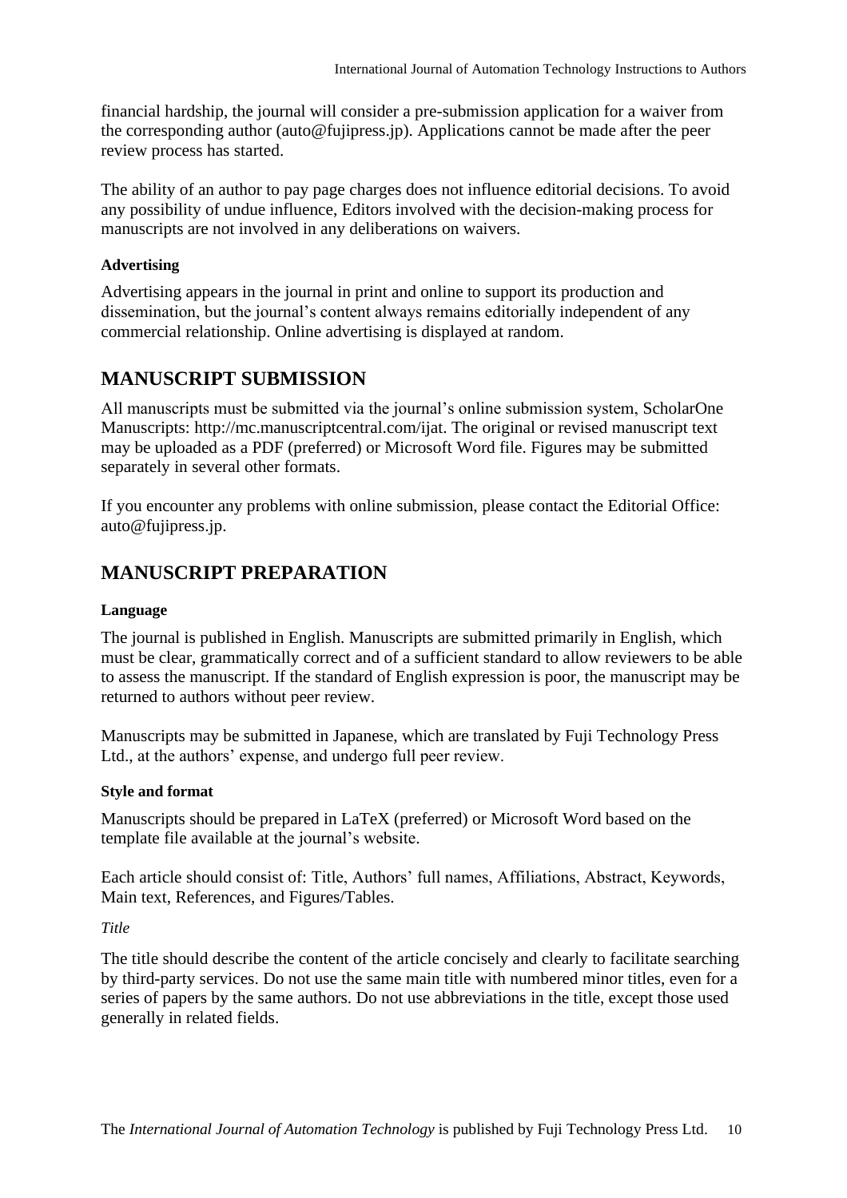financial hardship, the journal will consider a pre-submission application for a waiver from the corresponding author (auto@fujipress.jp). Applications cannot be made after the peer review process has started.

The ability of an author to pay page charges does not influence editorial decisions. To avoid any possibility of undue influence, Editors involved with the decision-making process for manuscripts are not involved in any deliberations on waivers.

### Advertising

Advertising appears in the journal in print and online to support its production and dissemination, but the journal's content always remains editorially independent of any commercial relationship. Online advertising is displayed at random.

## MANUSCRIPT SUBMISSION

All manuscripts must be submitted via the journal's online submission system, ScholarOne Manuscripts: http://mc.manuscriptcentral.com/ijat. The original or revised manuscript text may be uploaded as a PDF (preferred) or Microsoft Word file. Figures may be submitted separately in several other formats.

If you encounter any problems with online submission, please contact the Editorial Office: auto@fujipress.jp.

## MANUSCRIPT PREPARATION

### Language

The journal is published in English. Manuscripts are submitted primarily in English, which must be clear, grammatically correct and of a sufficient standard to allow reviewers to be able to assess the manuscript. If the standard of English expression is poor, the manuscript may be returned to authors without peer review.

Manuscripts may be submitted in Japanese, which are translated by Fuji Technology Press Ltd., at the authors' expense, and undergo full peer review.

### Style and format

Manuscripts should be prepared in LaTeX (preferred) or Microsoft Word based on the template file available at the journal's website.

Each article should consist of: Title, Authors' full names, Affiliations, Abstract, Keywords, Main text, References, and Figures/Tables.

*Title*

The title should describe the content of the article concisely and clearly to facilitate searching by third-party services. Do not use the same main title with numbered minor titles, even for a series of papers by the same authors. Do not use abbreviations in the title, except those used generally in related fields.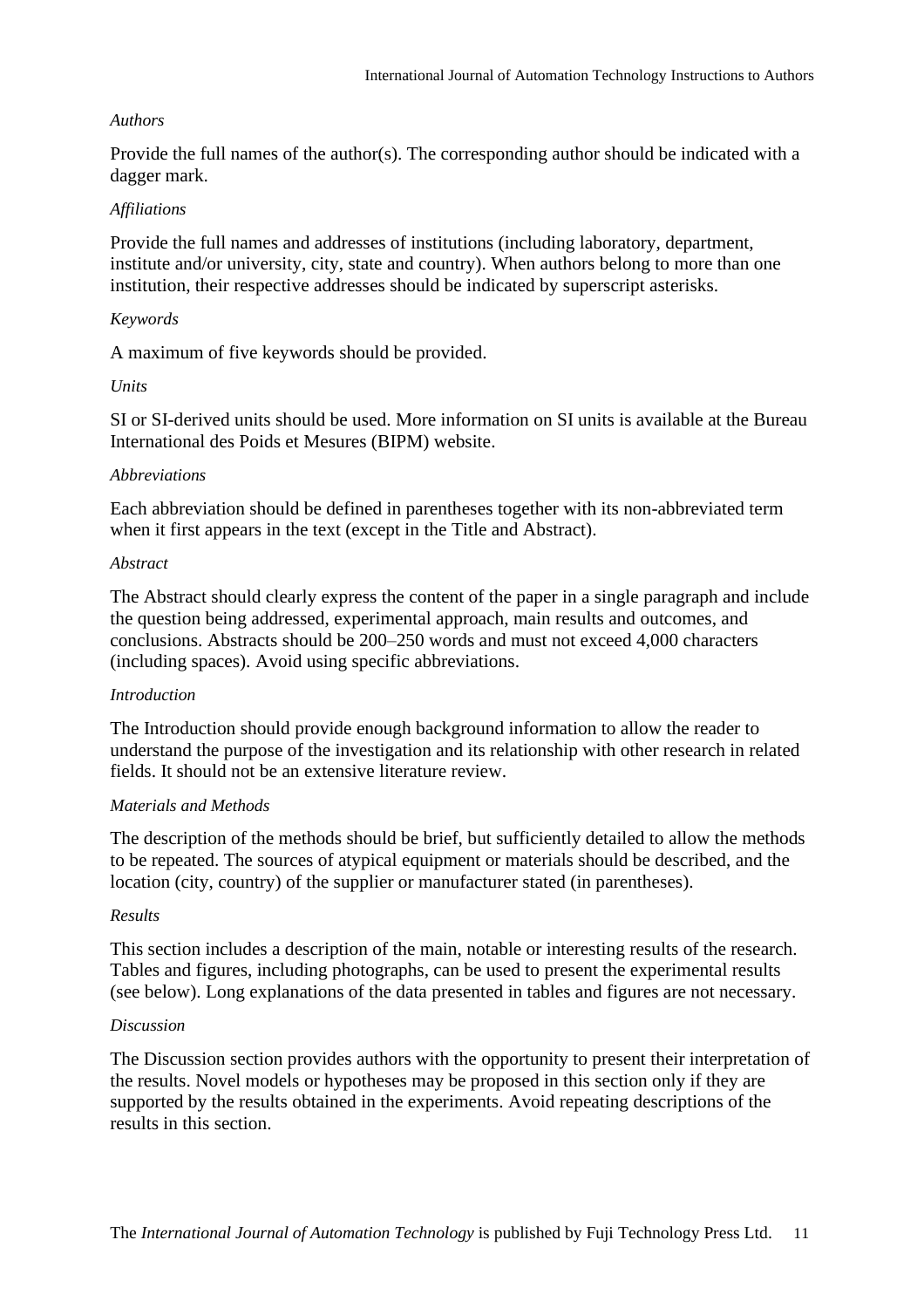*Authors*

Provide the full names of the author(s). The corresponding author should be indicated with a dagger mark.

*Affiliations*

Provide the full names and addresses of institutions (including laboratory, department, institute and/or university, city, state and country). When authors belong to more than one institution, their respective addresses should be indicated by superscript asterisks.

*Keywords*

A maximum of five keywords should be provided.

*Units*

SI or SI-derived units should be used. More information on SI units is available at the Bureau International des Poids et Mesures (BIPM) website.

*Abbreviations*

Each abbreviation should be defined in parentheses together with its non-abbreviated term when it first appears in the text (except in the Title and Abstract).

*Abstract*

The Abstract should clearly express the content of the paper in a single paragraph and include the question being addressed, experimental approach, main results and outcomes, and conclusions. Abstracts should be 200–250 words and must not exceed 4,000 characters (including spaces). Avoid using specific abbreviations.

*Introduction*

The Introduction should provide enough background information to allow the reader to understand the purpose of the investigation and its relationship with other research in related fields. It should not be an extensive literature review.

*Materials and Methods*

The description of the methods should be brief, but sufficiently detailed to allow the methods to be repeated. The sources of atypical equipment or materials should be described, and the location (city, country) of the supplier or manufacturer stated (in parentheses).

*Results*

This section includes a description of the main, notable or interesting results of the research. Tables and figures, including photographs, can be used to present the experimental results (see below). Long explanations of the data presented in tables and figures are not necessary.

*Discussion*

The Discussion section provides authors with the opportunity to present their interpretation of the results. Novel models or hypotheses may be proposed in this section only if they are supported by the results obtained in the experiments. Avoid repeating descriptions of the results in this section.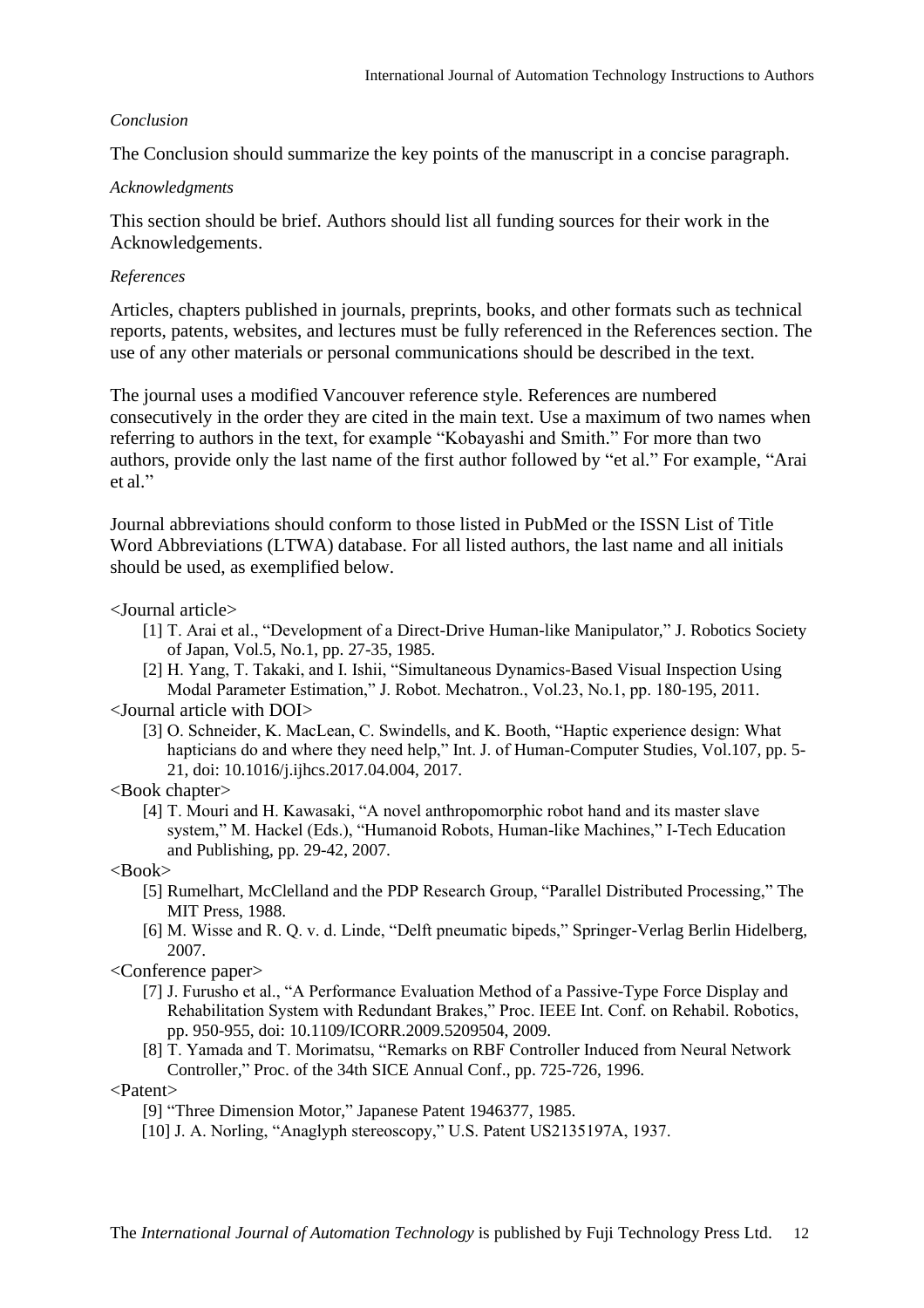*Conclusion*

The Conclusion should summarize the key points of the manuscript in a concise paragraph.

*Acknowledgments*

This section should be brief. Authors should list all funding sources for their work in the Acknowledgements.

*References*

Articles, chapters published in journals, preprints, books, and other formats such as technical reports, patents, websites, and lectures must be fully referenced in the References section. The use of any other materials or personal communications should be described in the text.

The journal uses a modified Vancouver reference style. References are numbered consecutively in the order they are cited in the main text. Use a maximum of two names when referring to authors in the text, for example "Kobayashi and Smith." For more than two authors, provide only the last name of the first author followed by "et al." For example, "Arai et al."

Journal abbreviations should conform to those listed in PubMed or the ISSN List of Title Word Abbreviations (LTWA) database. For all listed authors, the last name and all initials should be used, as exemplified below.

<Journal article>

[1] T. Arai et al., "Development of a Direct-Drive Human-like Manipulator," J. Robotics Society of Japan, Vol.5, No.1, pp. 27-35, 1985.

[2] H. Yang, T. Takaki, and I. Ishii, "Simultaneous Dynamics-Based Visual Inspection Using Modal Parameter Estimation," J. Robot. Mechatron., Vol.23, No.1, pp. 180-195, 2011.

<Journal article with DOI>

[3] O. Schneider, K. MacLean, C. Swindells, and K. Booth, "Haptic experience design: What hapticians do and where they need help," Int. J. of Human-Computer Studies, Vol.107, pp. 5-21, doi: 10.1016/j.ijhcs.2017.04.004, 2017.

<Book chapter>

[4] T. Mouri and H. Kawasaki, "A novel anthropomorphic robot hand and its master slave system," M. Hackel (Eds.), "Humanoid Robots, Human-like Machines," I-Tech Education and Publishing, pp. 29-42, 2007.

<Book>

[5] Rumelhart, McClelland and the PDP Research Group, "Parallel Distributed Processing," The MIT Press, 1988.

[6] M. Wisse and R. Q. v. d. Linde, "Delft pneumatic bipeds," Springer-Verlag Berlin Hidelberg, 2007.

<Conference paper>

[7] J. Furusho et al., "A Performance Evaluation Method of a Passive-Type Force Display and Rehabilitation System with Redundant Brakes," Proc. IEEE Int. Conf. on Rehabil. Robotics, pp. 950-955, doi: 10.1109/ICORR.2009.5209504, 2009.

[8] T. Yamada and T. Morimatsu, "Remarks on RBF Controller Induced from Neural Network Controller," Proc. of the 34th SICE Annual Conf., pp. 725-726, 1996.

<Patent>

[9] "Three Dimension Motor," Japanese Patent 1946377, 1985.

[10] J. A. Norling, "Anaglyph stereoscopy," U.S. Patent US2135197A, 1937.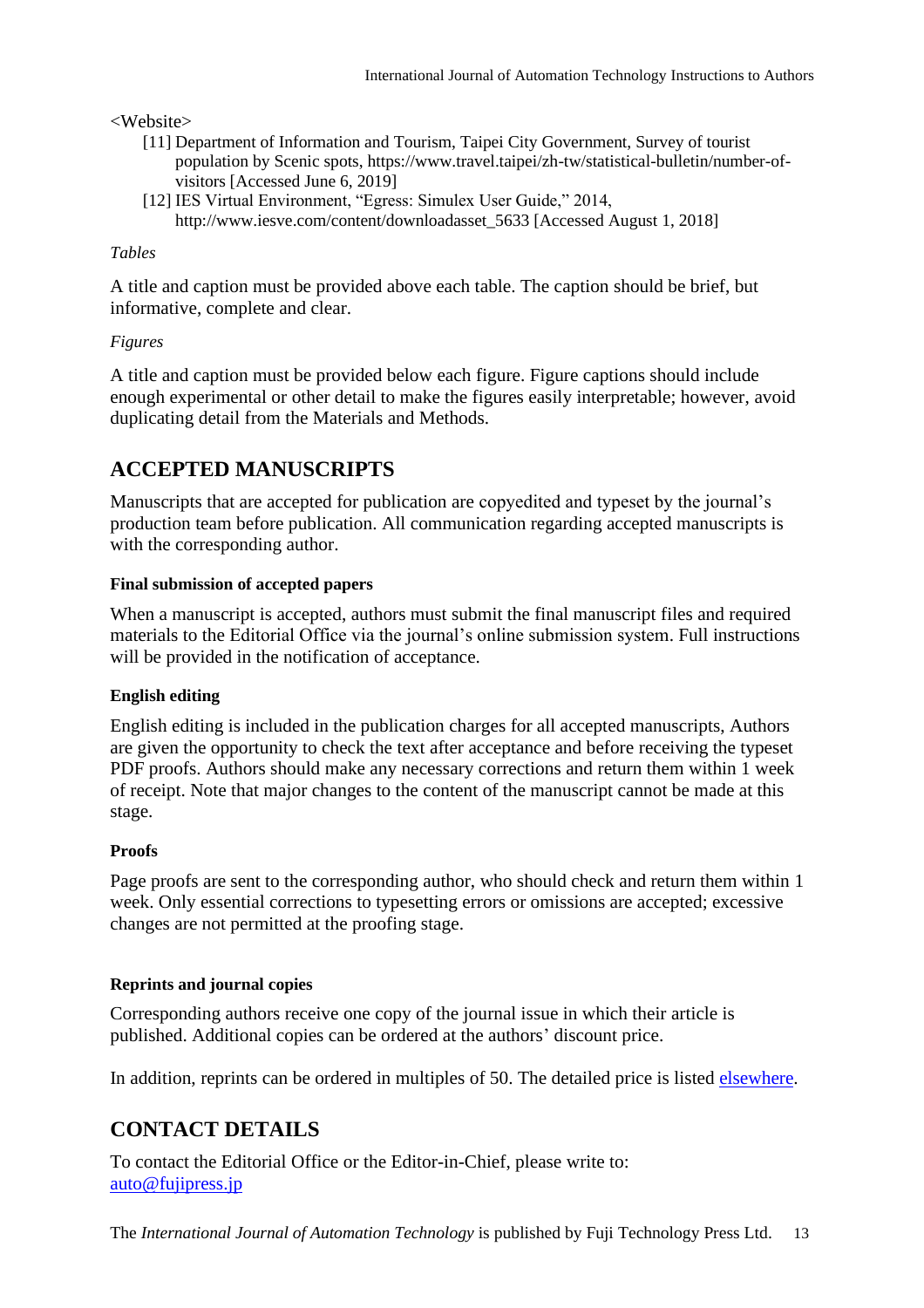<Website>

[11] Department of Information and Tourism, Taipei City Government, Survey of tourist population by Scenic spots, https://www.travel.taipei/zh-tw/statistical-bulletin/number-of-visitors [Accessed June 6, 2019]

[12] IES Virtual Environment, "Egress: Simulex User Guide," 2014, http://www.iesve.com/content/downloadasset_5633 [Accessed August 1, 2018]

*Tables*

A title and caption must be provided above each table. The caption should be brief, but informative, complete and clear.

*Figures*

A title and caption must be provided below each figure. Figure captions should include enough experimental or other detail to make the figures easily interpretable; however, avoid duplicating detail from the Materials and Methods.

## ACCEPTED MANUSCRIPTS

Manuscripts that are accepted for publication are copyedited and typeset by the journal's production team before publication. All communication regarding accepted manuscripts is with the corresponding author.

#### Final submission of accepted papers

When a manuscript is accepted, authors must submit the final manuscript files and required materials to the Editorial Office via the journal's online submission system. Full instructions will be provided in the notification of acceptance.

#### English editing

English editing is included in the publication charges for all accepted manuscripts, Authors are given the opportunity to check the text after acceptance and before receiving the typeset PDF proofs. Authors should make any necessary corrections and return them within 1 week of receipt. Note that major changes to the content of the manuscript cannot be made at this stage.

#### Proofs

Page proofs are sent to the corresponding author, who should check and return them within 1 week. Only essential corrections to typesetting errors or omissions are accepted; excessive changes are not permitted at the proofing stage.

#### Reprints and journal copies

Corresponding authors receive one copy of the journal issue in which their article is published. Additional copies can be ordered at the authors' discount price.

In addition, reprints can be ordered in multiples of 50. The detailed price is listed elsewhere.

## CONTACT DETAILS

To contact the Editorial Office or the Editor-in-Chief, please write to:
auto@fujipress.jp

The *International Journal of Automation Technology* is published by Fuji Technology Press Ltd.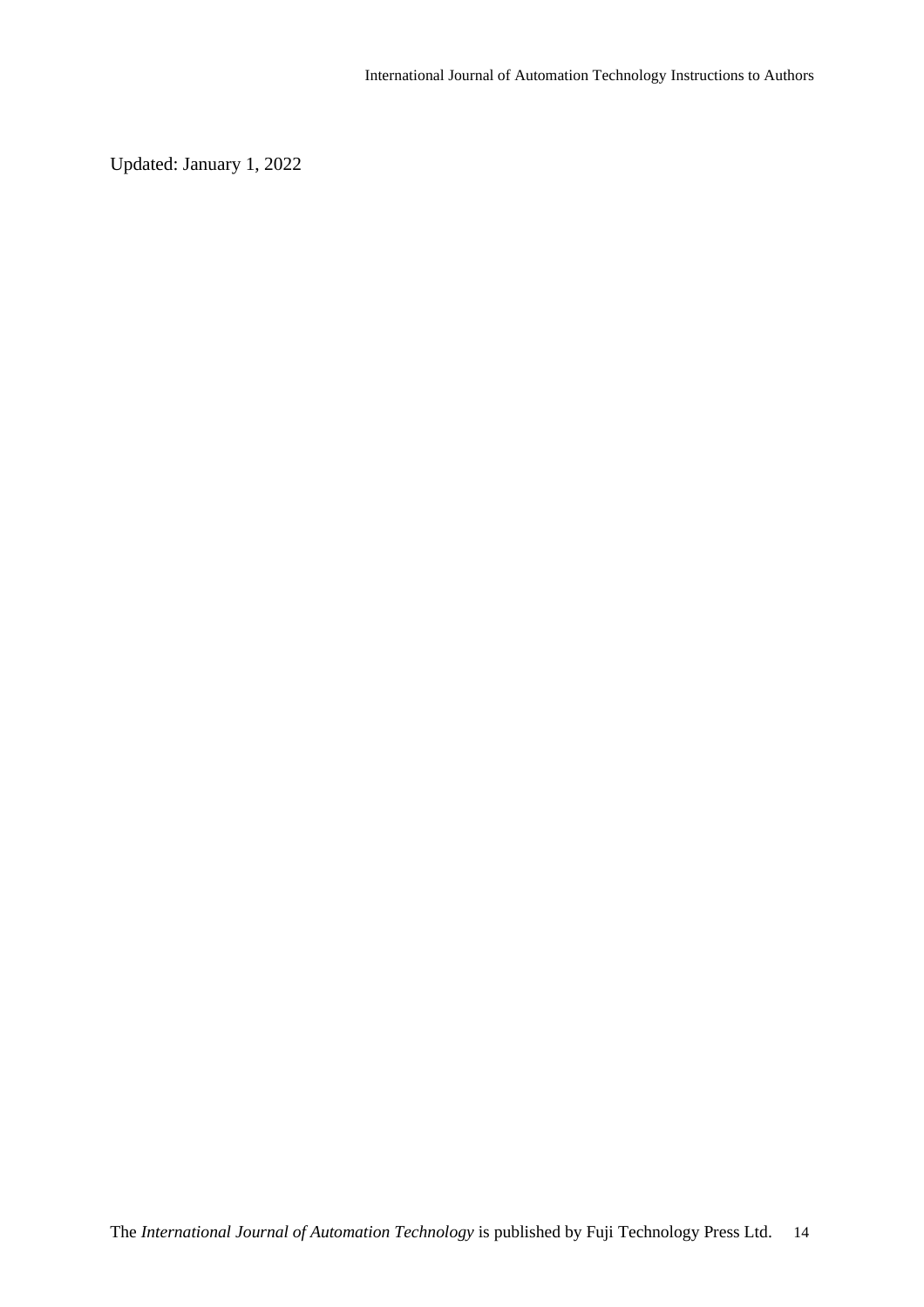Updated: January 1, 2022